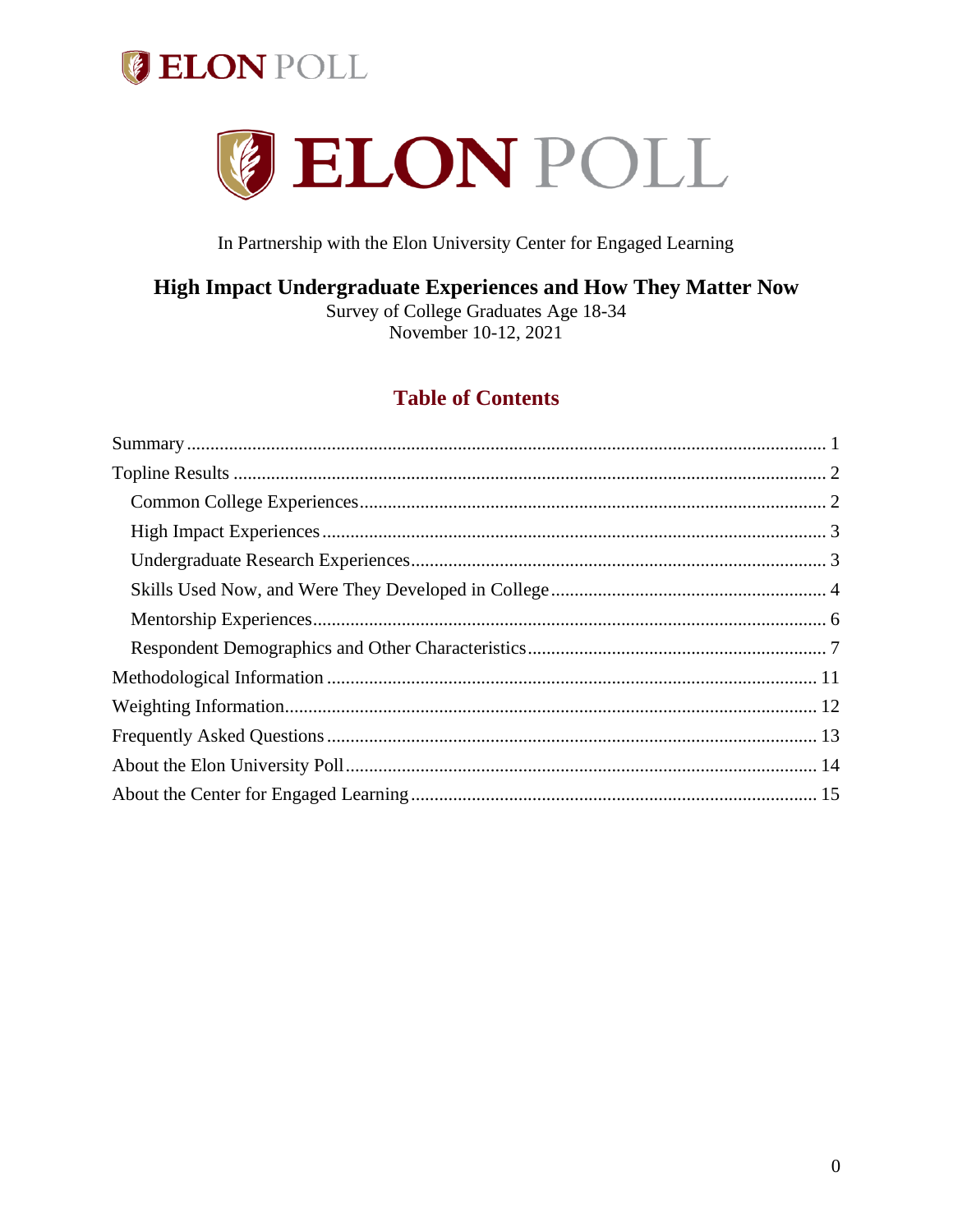# ELON POLL

In Partnership with the Elon University Center for Engaged Learning

## High Impact Undergraduate Experiences and How They Matter Now

Survey of College Graduates Age 18-34
November 10-12, 2021

### Table of Contents

- Summary ........ 1
- Topline Results ........ 2
  - Common College Experiences ........ 2
  - High Impact Experiences ........ 3
  - Undergraduate Research Experiences ........ 3
  - Skills Used Now, and Were They Developed in College ........ 4
  - Mentorship Experiences ........ 6
  - Respondent Demographics and Other Characteristics ........ 7
- Methodological Information ........ 11
- Weighting Information ........ 12
- Frequently Asked Questions ........ 13
- About the Elon University Poll ........ 14
- About the Center for Engaged Learning ........ 15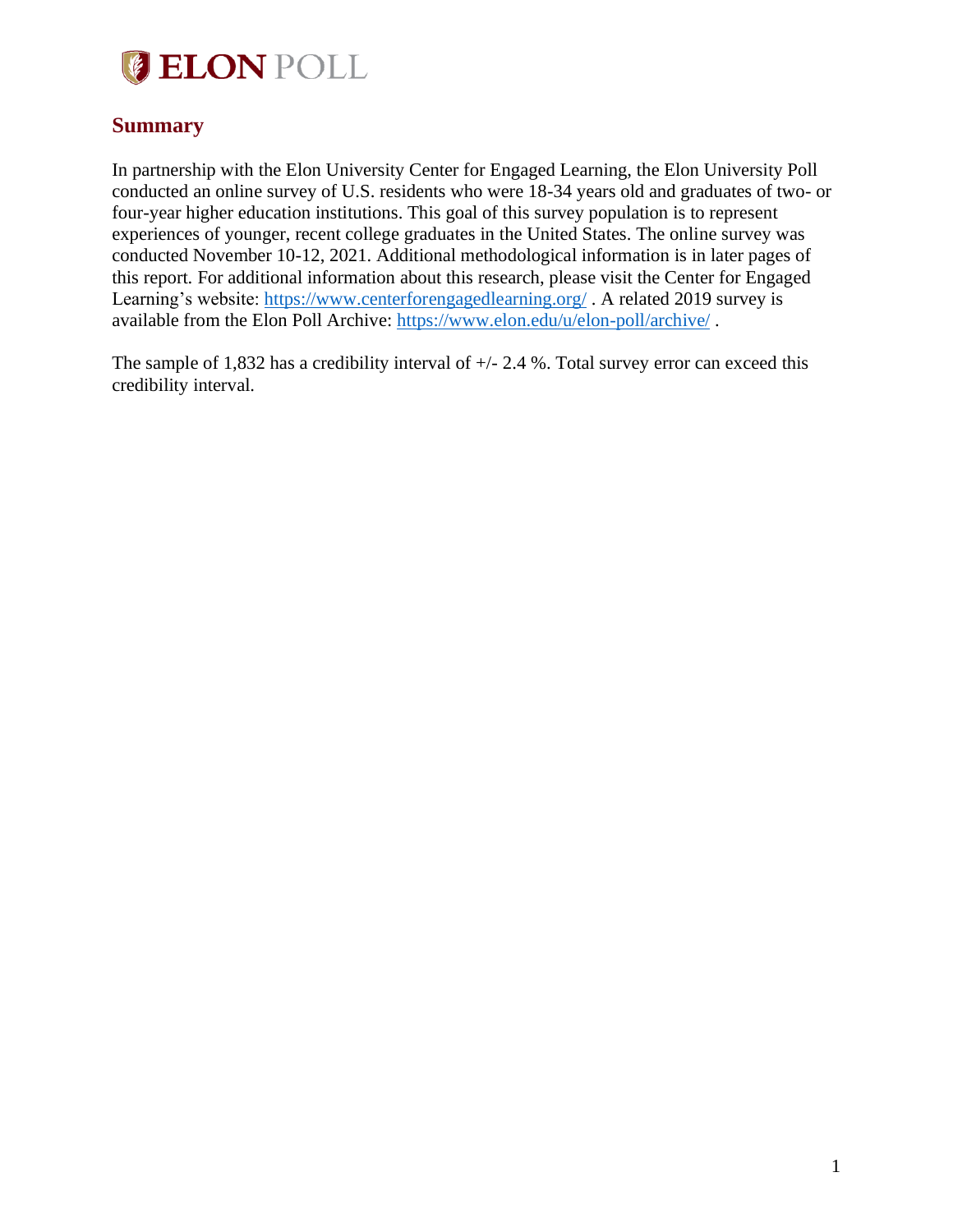## Summary

In partnership with the Elon University Center for Engaged Learning, the Elon University Poll conducted an online survey of U.S. residents who were 18-34 years old and graduates of two- or four-year higher education institutions. This goal of this survey population is to represent experiences of younger, recent college graduates in the United States. The online survey was conducted November 10-12, 2021. Additional methodological information is in later pages of this report. For additional information about this research, please visit the Center for Engaged Learning's website: https://www.centerforengagedlearning.org/ . A related 2019 survey is available from the Elon Poll Archive: https://www.elon.edu/u/elon-poll/archive/ .

The sample of 1,832 has a credibility interval of +/- 2.4 %. Total survey error can exceed this credibility interval.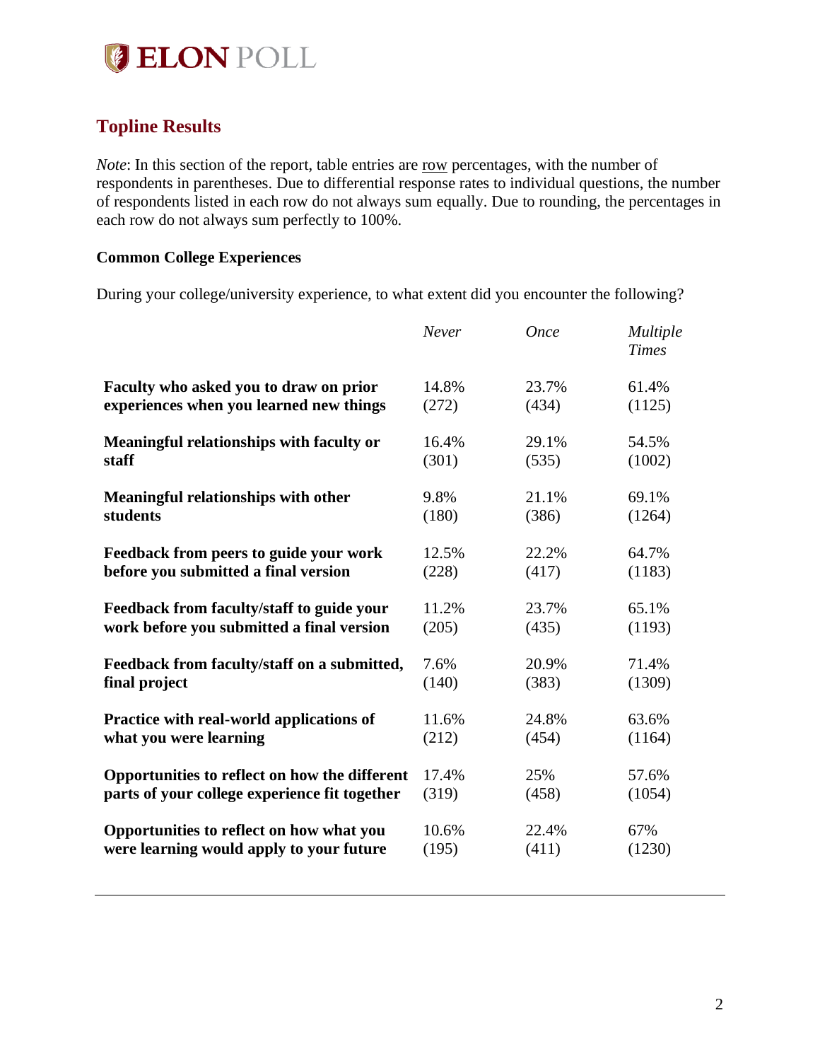## Topline Results

*Note*: In this section of the report, table entries are row percentages, with the number of respondents in parentheses. Due to differential response rates to individual questions, the number of respondents listed in each row do not always sum equally. Due to rounding, the percentages in each row do not always sum perfectly to 100%.

### Common College Experiences

During your college/university experience, to what extent did you encounter the following?

| | *Never* | *Once* | *Multiple Times* |
|---|---|---|---|
| **Faculty who asked you to draw on prior experiences when you learned new things** | 14.8% (272) | 23.7% (434) | 61.4% (1125) |
| **Meaningful relationships with faculty or staff** | 16.4% (301) | 29.1% (535) | 54.5% (1002) |
| **Meaningful relationships with other students** | 9.8% (180) | 21.1% (386) | 69.1% (1264) |
| **Feedback from peers to guide your work before you submitted a final version** | 12.5% (228) | 22.2% (417) | 64.7% (1183) |
| **Feedback from faculty/staff to guide your work before you submitted a final version** | 11.2% (205) | 23.7% (435) | 65.1% (1193) |
| **Feedback from faculty/staff on a submitted, final project** | 7.6% (140) | 20.9% (383) | 71.4% (1309) |
| **Practice with real-world applications of what you were learning** | 11.6% (212) | 24.8% (454) | 63.6% (1164) |
| **Opportunities to reflect on how the different parts of your college experience fit together** | 17.4% (319) | 25% (458) | 57.6% (1054) |
| **Opportunities to reflect on how what you were learning would apply to your future** | 10.6% (195) | 22.4% (411) | 67% (1230) |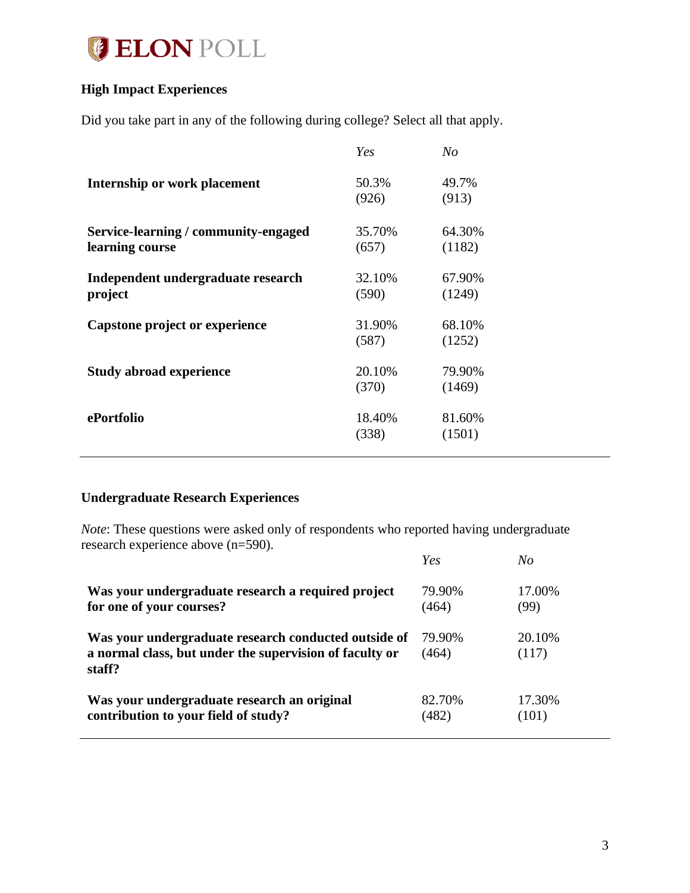### High Impact Experiences

Did you take part in any of the following during college? Select all that apply.

| | *Yes* | *No* |
|---|---|---|
| **Internship or work placement** | 50.3% (926) | 49.7% (913) |
| **Service-learning / community-engaged learning course** | 35.70% (657) | 64.30% (1182) |
| **Independent undergraduate research project** | 32.10% (590) | 67.90% (1249) |
| **Capstone project or experience** | 31.90% (587) | 68.10% (1252) |
| **Study abroad experience** | 20.10% (370) | 79.90% (1469) |
| **ePortfolio** | 18.40% (338) | 81.60% (1501) |

### Undergraduate Research Experiences

*Note*: These questions were asked only of respondents who reported having undergraduate research experience above (n=590).

| | *Yes* | *No* |
|---|---|---|
| **Was your undergraduate research a required project for one of your courses?** | 79.90% (464) | 17.00% (99) |
| **Was your undergraduate research conducted outside of a normal class, but under the supervision of faculty or staff?** | 79.90% (464) | 20.10% (117) |
| **Was your undergraduate research an original contribution to your field of study?** | 82.70% (482) | 17.30% (101) |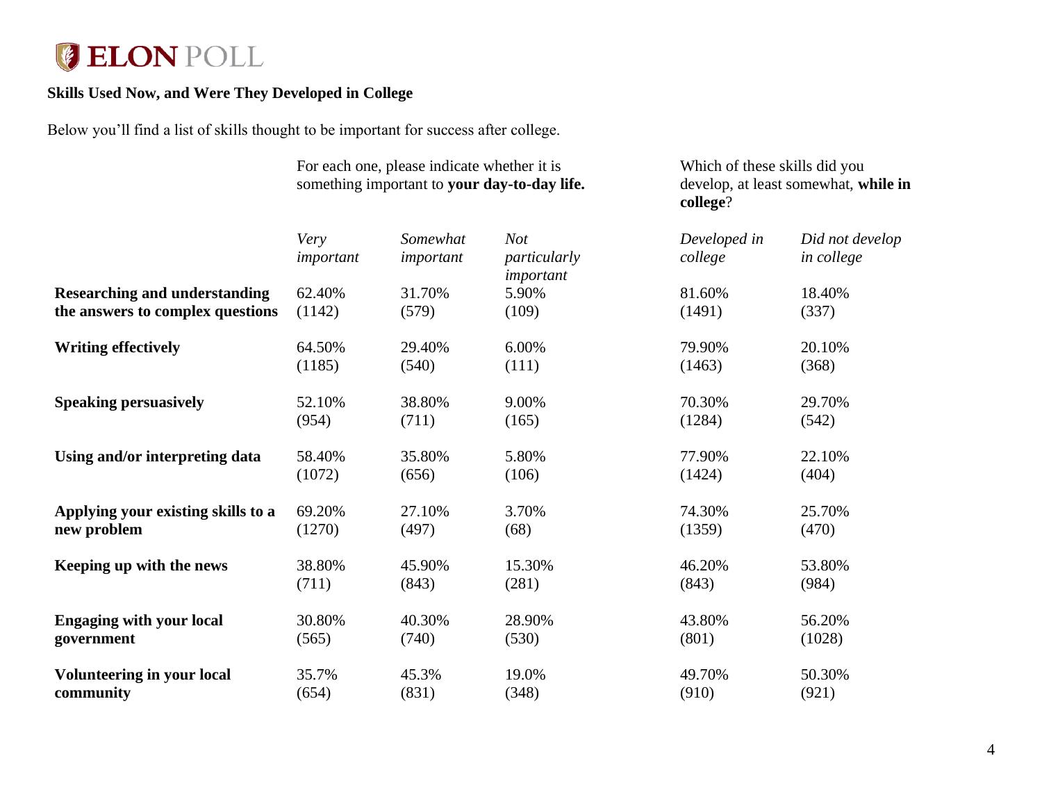**Skills Used Now, and Were They Developed in College**

Below you'll find a list of skills thought to be important for success after college.

| | For each one, please indicate whether it is something important to **your day-to-day life.** | | | Which of these skills did you develop, at least somewhat, **while in college**? | |
|---|---|---|---|---|---|
| | *Very important* | *Somewhat important* | *Not particularly important* | *Developed in college* | *Did not develop in college* |
| **Researching and understanding the answers to complex questions** | 62.40% (1142) | 31.70% (579) | 5.90% (109) | 81.60% (1491) | 18.40% (337) |
| **Writing effectively** | 64.50% (1185) | 29.40% (540) | 6.00% (111) | 79.90% (1463) | 20.10% (368) |
| **Speaking persuasively** | 52.10% (954) | 38.80% (711) | 9.00% (165) | 70.30% (1284) | 29.70% (542) |
| **Using and/or interpreting data** | 58.40% (1072) | 35.80% (656) | 5.80% (106) | 77.90% (1424) | 22.10% (404) |
| **Applying your existing skills to a new problem** | 69.20% (1270) | 27.10% (497) | 3.70% (68) | 74.30% (1359) | 25.70% (470) |
| **Keeping up with the news** | 38.80% (711) | 45.90% (843) | 15.30% (281) | 46.20% (843) | 53.80% (984) |
| **Engaging with your local government** | 30.80% (565) | 40.30% (740) | 28.90% (530) | 43.80% (801) | 56.20% (1028) |
| **Volunteering in your local community** | 35.7% (654) | 45.3% (831) | 19.0% (348) | 49.70% (910) | 50.30% (921) |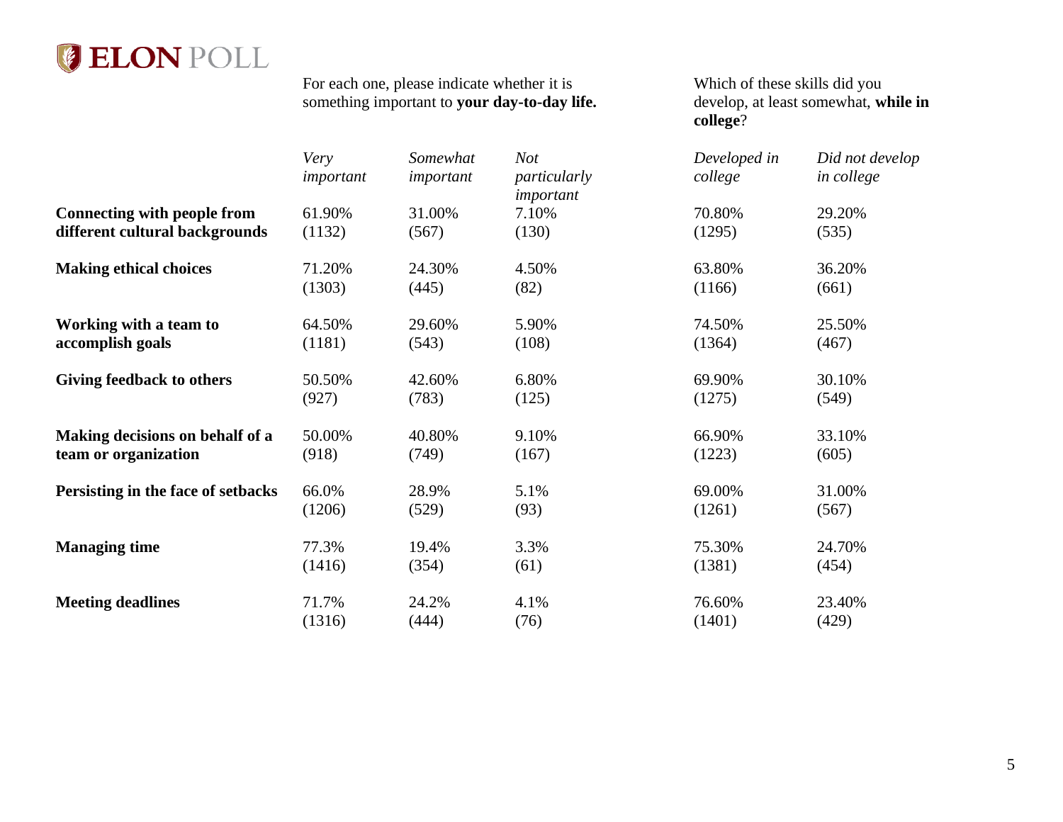| | For each one, please indicate whether it is something important to **your day-to-day life.** | | | Which of these skills did you develop, at least somewhat, **while in college**? | |
|---|---|---|---|---|---|
| | *Very important* | *Somewhat important* | *Not particularly important* | *Developed in college* | *Did not develop in college* |
| **Connecting with people from different cultural backgrounds** | 61.90% (1132) | 31.00% (567) | 7.10% (130) | 70.80% (1295) | 29.20% (535) |
| **Making ethical choices** | 71.20% (1303) | 24.30% (445) | 4.50% (82) | 63.80% (1166) | 36.20% (661) |
| **Working with a team to accomplish goals** | 64.50% (1181) | 29.60% (543) | 5.90% (108) | 74.50% (1364) | 25.50% (467) |
| **Giving feedback to others** | 50.50% (927) | 42.60% (783) | 6.80% (125) | 69.90% (1275) | 30.10% (549) |
| **Making decisions on behalf of a team or organization** | 50.00% (918) | 40.80% (749) | 9.10% (167) | 66.90% (1223) | 33.10% (605) |
| **Persisting in the face of setbacks** | 66.0% (1206) | 28.9% (529) | 5.1% (93) | 69.00% (1261) | 31.00% (567) |
| **Managing time** | 77.3% (1416) | 19.4% (354) | 3.3% (61) | 75.30% (1381) | 24.70% (454) |
| **Meeting deadlines** | 71.7% (1316) | 24.2% (444) | 4.1% (76) | 76.60% (1401) | 23.40% (429) |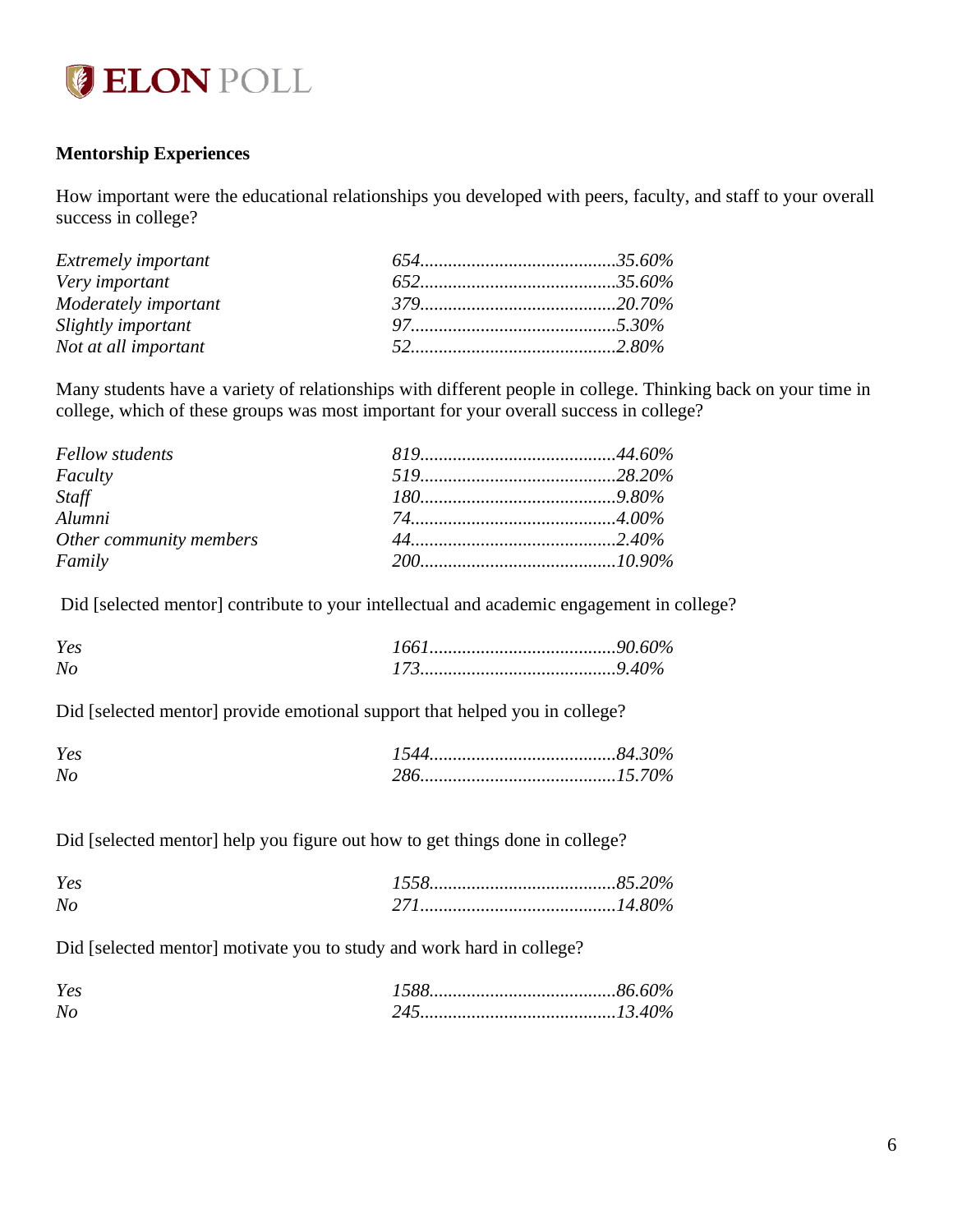**Mentorship Experiences**

How important were the educational relationships you developed with peers, faculty, and staff to your overall success in college?

| | | |
|---|---|---|
| *Extremely important* | *654* | *35.60%* |
| *Very important* | *652* | *35.60%* |
| *Moderately important* | *379* | *20.70%* |
| *Slightly important* | *97* | *5.30%* |
| *Not at all important* | *52* | *2.80%* |

Many students have a variety of relationships with different people in college. Thinking back on your time in college, which of these groups was most important for your overall success in college?

| | | |
|---|---|---|
| *Fellow students* | *819* | *44.60%* |
| *Faculty* | *519* | *28.20%* |
| *Staff* | *180* | *9.80%* |
| *Alumni* | *74* | *4.00%* |
| *Other community members* | *44* | *2.40%* |
| *Family* | *200* | *10.90%* |

Did [selected mentor] contribute to your intellectual and academic engagement in college?

| | | |
|---|---|---|
| *Yes* | *1661* | *90.60%* |
| *No* | *173* | *9.40%* |

Did [selected mentor] provide emotional support that helped you in college?

| | | |
|---|---|---|
| *Yes* | *1544* | *84.30%* |
| *No* | *286* | *15.70%* |

Did [selected mentor] help you figure out how to get things done in college?

| | | |
|---|---|---|
| *Yes* | *1558* | *85.20%* |
| *No* | *271* | *14.80%* |

Did [selected mentor] motivate you to study and work hard in college?

| | | |
|---|---|---|
| *Yes* | *1588* | *86.60%* |
| *No* | *245* | *13.40%* |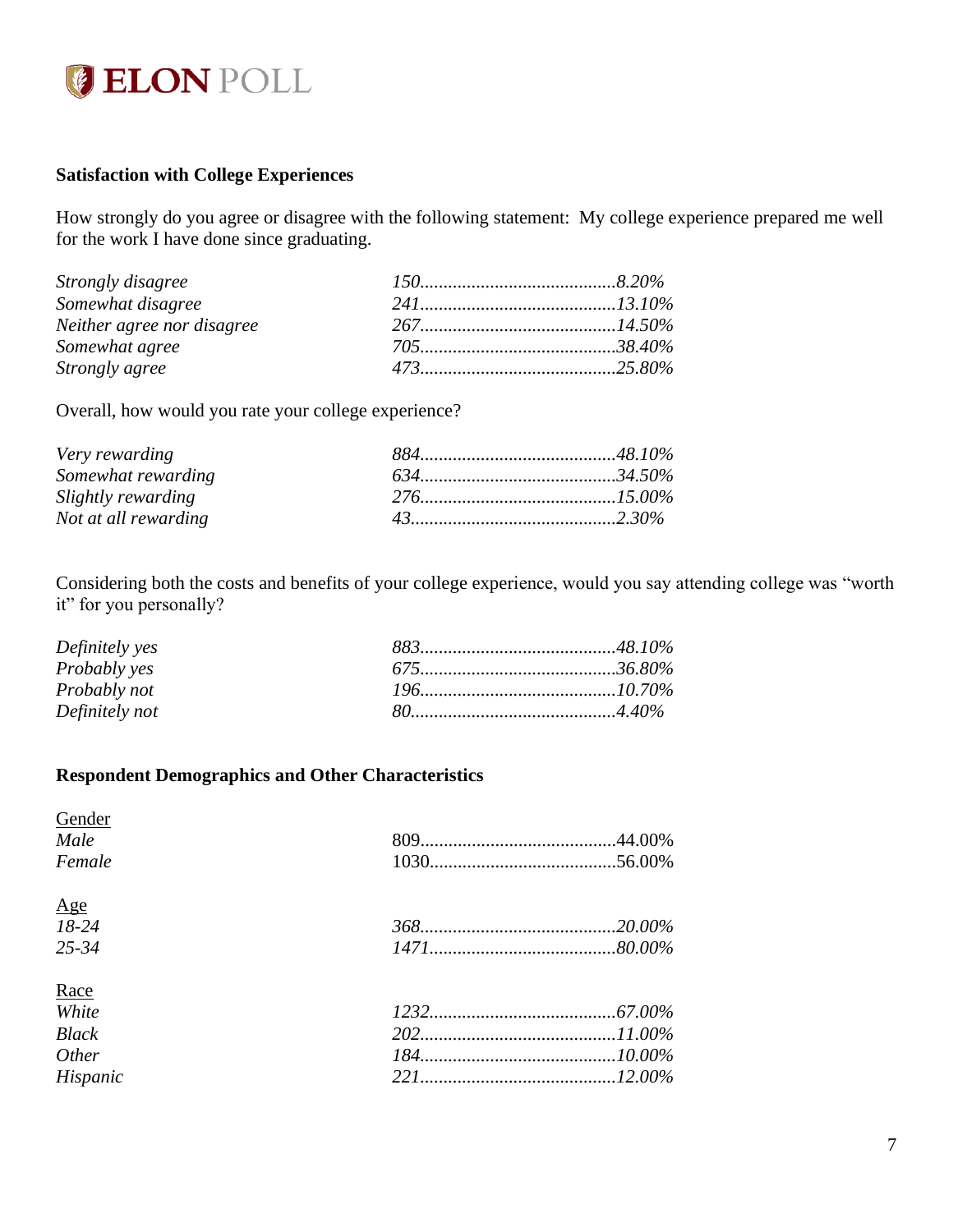**Satisfaction with College Experiences**

How strongly do you agree or disagree with the following statement: My college experience prepared me well for the work I have done since graduating.

| | | |
|---|---|---|
| *Strongly disagree* | *150* | *8.20%* |
| *Somewhat disagree* | *241* | *13.10%* |
| *Neither agree nor disagree* | *267* | *14.50%* |
| *Somewhat agree* | *705* | *38.40%* |
| *Strongly agree* | *473* | *25.80%* |

Overall, how would you rate your college experience?

| | | |
|---|---|---|
| *Very rewarding* | *884* | *48.10%* |
| *Somewhat rewarding* | *634* | *34.50%* |
| *Slightly rewarding* | *276* | *15.00%* |
| *Not at all rewarding* | *43* | *2.30%* |

Considering both the costs and benefits of your college experience, would you say attending college was "worth it" for you personally?

| | | |
|---|---|---|
| *Definitely yes* | *883* | *48.10%* |
| *Probably yes* | *675* | *36.80%* |
| *Probably not* | *196* | *10.70%* |
| *Definitely not* | *80* | *4.40%* |

**Respondent Demographics and Other Characteristics**

Gender

| | | |
|---|---|---|
| *Male* | 809 | 44.00% |
| *Female* | 1030 | 56.00% |

Age

| | | |
|---|---|---|
| *18-24* | *368* | *20.00%* |
| *25-34* | *1471* | *80.00%* |

Race

| | | |
|---|---|---|
| *White* | *1232* | *67.00%* |
| *Black* | *202* | *11.00%* |
| *Other* | *184* | *10.00%* |
| *Hispanic* | *221* | *12.00%* |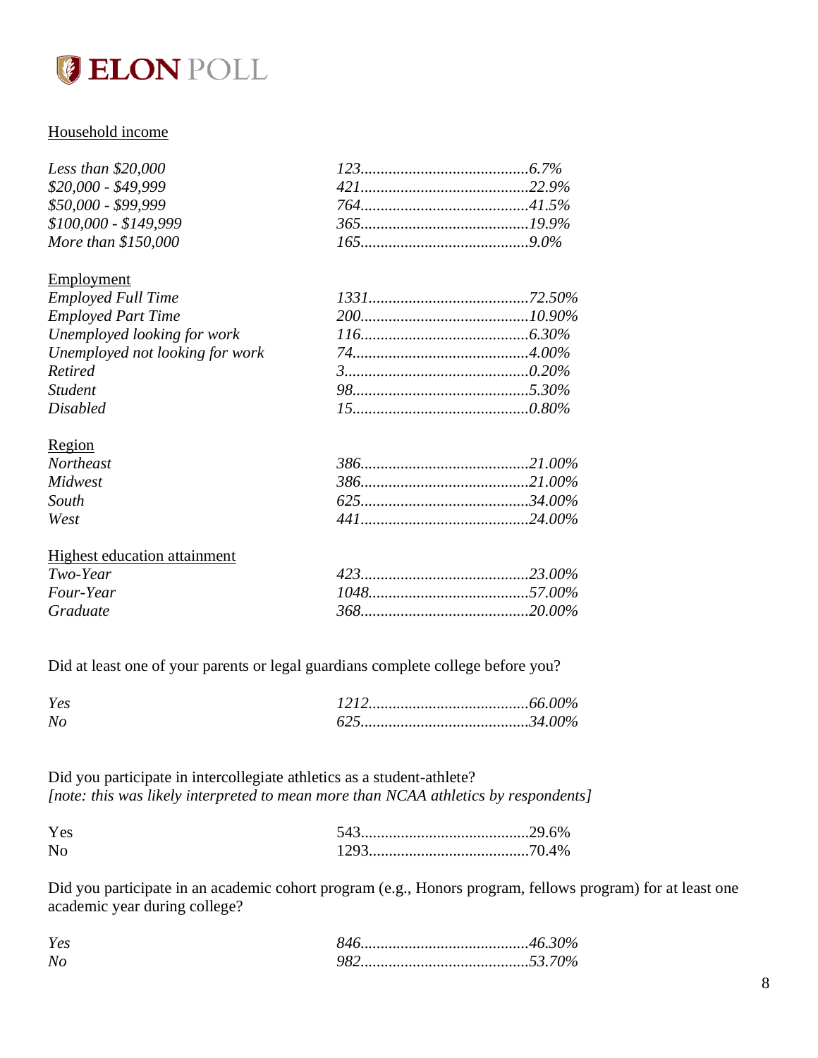Household income

| | |
|---|---|
| *Less than $20,000* | *123.........................................6.7%* |
| *$20,000 - $49,999* | *421.........................................22.9%* |
| *$50,000 - $99,999* | *764.........................................41.5%* |
| *$100,000 - $149,999* | *365.........................................19.9%* |
| *More than $150,000* | *165.........................................9.0%* |

Employment

| | |
|---|---|
| *Employed Full Time* | *1331.......................................72.50%* |
| *Employed Part Time* | *200.........................................10.90%* |
| *Unemployed looking for work* | *116.........................................6.30%* |
| *Unemployed not looking for work* | *74...........................................4.00%* |
| *Retired* | *3.............................................0.20%* |
| *Student* | *98...........................................5.30%* |
| *Disabled* | *15...........................................0.80%* |

Region

| | |
|---|---|
| *Northeast* | *386.........................................21.00%* |
| *Midwest* | *386.........................................21.00%* |
| *South* | *625.........................................34.00%* |
| *West* | *441.........................................24.00%* |

Highest education attainment

| | |
|---|---|
| *Two-Year* | *423.........................................23.00%* |
| *Four-Year* | *1048.......................................57.00%* |
| *Graduate* | *368.........................................20.00%* |

Did at least one of your parents or legal guardians complete college before you?

| | |
|---|---|
| *Yes* | *1212.......................................66.00%* |
| *No* | *625.........................................34.00%* |

Did you participate in intercollegiate athletics as a student-athlete?
*[note: this was likely interpreted to mean more than NCAA athletics by respondents]*

| | |
|---|---|
| Yes | 543.........................................29.6% |
| No | 1293.......................................70.4% |

Did you participate in an academic cohort program (e.g., Honors program, fellows program) for at least one academic year during college?

| | |
|---|---|
| *Yes* | *846.........................................46.30%* |
| *No* | *982.........................................53.70%* |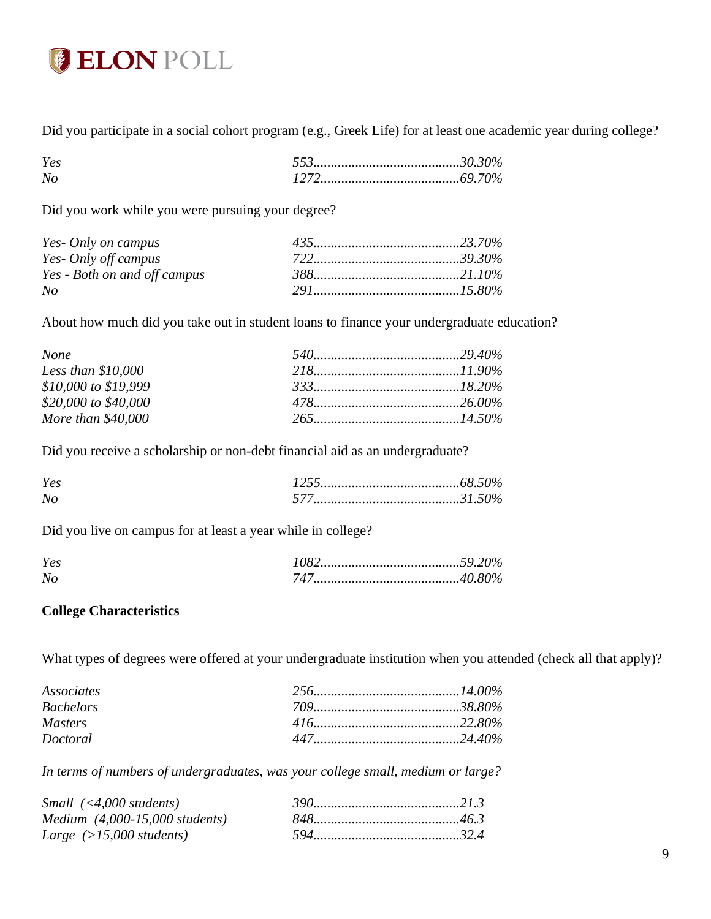Did you participate in a social cohort program (e.g., Greek Life) for at least one academic year during college?

| | | |
|---|---|---|
| *Yes* | *553* | *30.30%* |
| *No* | *1272* | *69.70%* |

Did you work while you were pursuing your degree?

| | | |
|---|---|---|
| *Yes- Only on campus* | *435* | *23.70%* |
| *Yes- Only off campus* | *722* | *39.30%* |
| *Yes - Both on and off campus* | *388* | *21.10%* |
| *No* | *291* | *15.80%* |

About how much did you take out in student loans to finance your undergraduate education?

| | | |
|---|---|---|
| *None* | *540* | *29.40%* |
| *Less than $10,000* | *218* | *11.90%* |
| *$10,000 to $19,999* | *333* | *18.20%* |
| *$20,000 to $40,000* | *478* | *26.00%* |
| *More than $40,000* | *265* | *14.50%* |

Did you receive a scholarship or non-debt financial aid as an undergraduate?

| | | |
|---|---|---|
| *Yes* | *1255* | *68.50%* |
| *No* | *577* | *31.50%* |

Did you live on campus for at least a year while in college?

| | | |
|---|---|---|
| *Yes* | *1082* | *59.20%* |
| *No* | *747* | *40.80%* |

**College Characteristics**

What types of degrees were offered at your undergraduate institution when you attended (check all that apply)?

| | | |
|---|---|---|
| *Associates* | *256* | *14.00%* |
| *Bachelors* | *709* | *38.80%* |
| *Masters* | *416* | *22.80%* |
| *Doctoral* | *447* | *24.40%* |

*In terms of numbers of undergraduates, was your college small, medium or large?*

| | | |
|---|---|---|
| *Small (<4,000 students)* | *390* | *21.3* |
| *Medium (4,000-15,000 students)* | *848* | *46.3* |
| *Large (>15,000 students)* | *594* | *32.4* |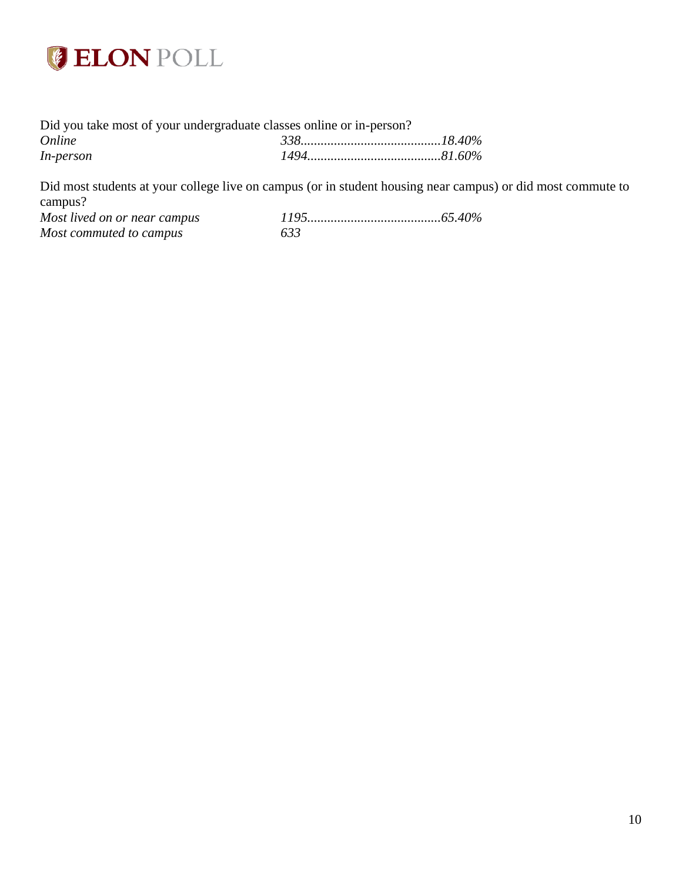Did you take most of your undergraduate classes online or in-person?

*Online* *338..........................................18.40%*
*In-person* *1494........................................81.60%*

Did most students at your college live on campus (or in student housing near campus) or did most commute to campus?

*Most lived on or near campus* *1195........................................65.40%*
*Most commuted to campus* *633*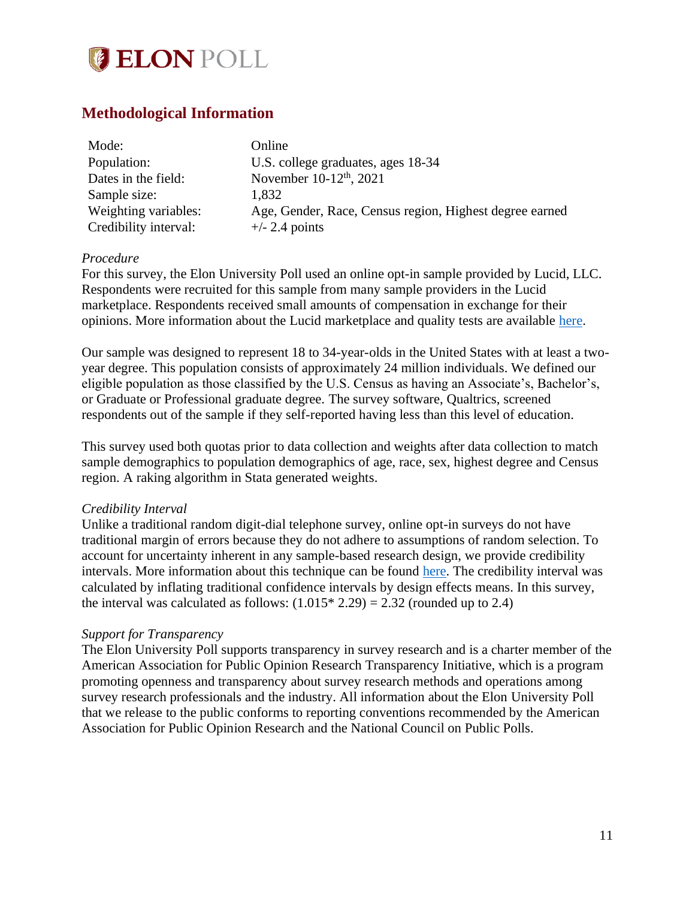# ELON POLL

## Methodological Information

| | |
|---|---|
| Mode: | Online |
| Population: | U.S. college graduates, ages 18-34 |
| Dates in the field: | November 10-12th, 2021 |
| Sample size: | 1,832 |
| Weighting variables: | Age, Gender, Race, Census region, Highest degree earned |
| Credibility interval: | +/- 2.4 points |

*Procedure*

For this survey, the Elon University Poll used an online opt-in sample provided by Lucid, LLC. Respondents were recruited for this sample from many sample providers in the Lucid marketplace. Respondents received small amounts of compensation in exchange for their opinions. More information about the Lucid marketplace and quality tests are available here.

Our sample was designed to represent 18 to 34-year-olds in the United States with at least a two-year degree. This population consists of approximately 24 million individuals. We defined our eligible population as those classified by the U.S. Census as having an Associate's, Bachelor's, or Graduate or Professional graduate degree. The survey software, Qualtrics, screened respondents out of the sample if they self-reported having less than this level of education.

This survey used both quotas prior to data collection and weights after data collection to match sample demographics to population demographics of age, race, sex, highest degree and Census region. A raking algorithm in Stata generated weights.

*Credibility Interval*

Unlike a traditional random digit-dial telephone survey, online opt-in surveys do not have traditional margin of errors because they do not adhere to assumptions of random selection. To account for uncertainty inherent in any sample-based research design, we provide credibility intervals. More information about this technique can be found here. The credibility interval was calculated by inflating traditional confidence intervals by design effects means. In this survey, the interval was calculated as follows: $(1.015 * 2.29) = 2.32$ (rounded up to 2.4)

*Support for Transparency*

The Elon University Poll supports transparency in survey research and is a charter member of the American Association for Public Opinion Research Transparency Initiative, which is a program promoting openness and transparency about survey research methods and operations among survey research professionals and the industry. All information about the Elon University Poll that we release to the public conforms to reporting conventions recommended by the American Association for Public Opinion Research and the National Council on Public Polls.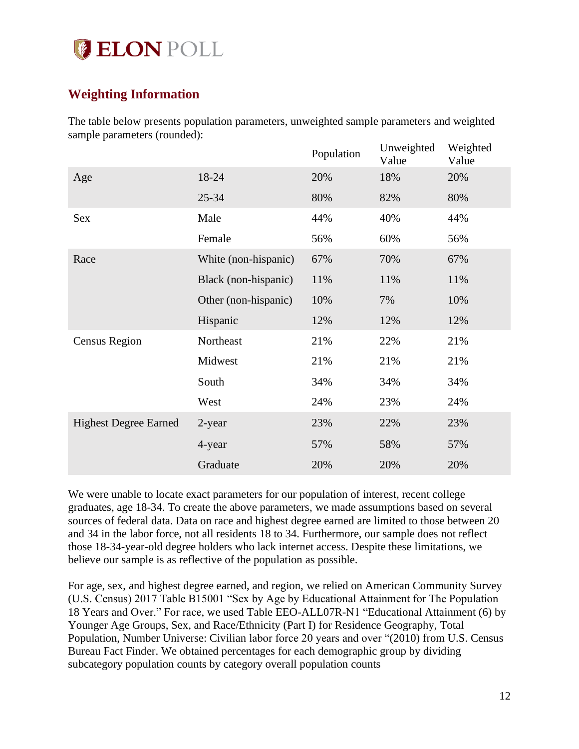## Weighting Information

The table below presents population parameters, unweighted sample parameters and weighted sample parameters (rounded):

| | | Population | Unweighted Value | Weighted Value |
|---|---|---|---|---|
| Age | 18-24 | 20% | 18% | 20% |
| | 25-34 | 80% | 82% | 80% |
| Sex | Male | 44% | 40% | 44% |
| | Female | 56% | 60% | 56% |
| Race | White (non-hispanic) | 67% | 70% | 67% |
| | Black (non-hispanic) | 11% | 11% | 11% |
| | Other (non-hispanic) | 10% | 7% | 10% |
| | Hispanic | 12% | 12% | 12% |
| Census Region | Northeast | 21% | 22% | 21% |
| | Midwest | 21% | 21% | 21% |
| | South | 34% | 34% | 34% |
| | West | 24% | 23% | 24% |
| Highest Degree Earned | 2-year | 23% | 22% | 23% |
| | 4-year | 57% | 58% | 57% |
| | Graduate | 20% | 20% | 20% |

We were unable to locate exact parameters for our population of interest, recent college graduates, age 18-34. To create the above parameters, we made assumptions based on several sources of federal data. Data on race and highest degree earned are limited to those between 20 and 34 in the labor force, not all residents 18 to 34. Furthermore, our sample does not reflect those 18-34-year-old degree holders who lack internet access. Despite these limitations, we believe our sample is as reflective of the population as possible.

For age, sex, and highest degree earned, and region, we relied on American Community Survey (U.S. Census) 2017 Table B15001 "Sex by Age by Educational Attainment for The Population 18 Years and Over." For race, we used Table EEO-ALL07R-N1 "Educational Attainment (6) by Younger Age Groups, Sex, and Race/Ethnicity (Part I) for Residence Geography, Total Population, Number Universe: Civilian labor force 20 years and over "(2010) from U.S. Census Bureau Fact Finder. We obtained percentages for each demographic group by dividing subcategory population counts by category overall population counts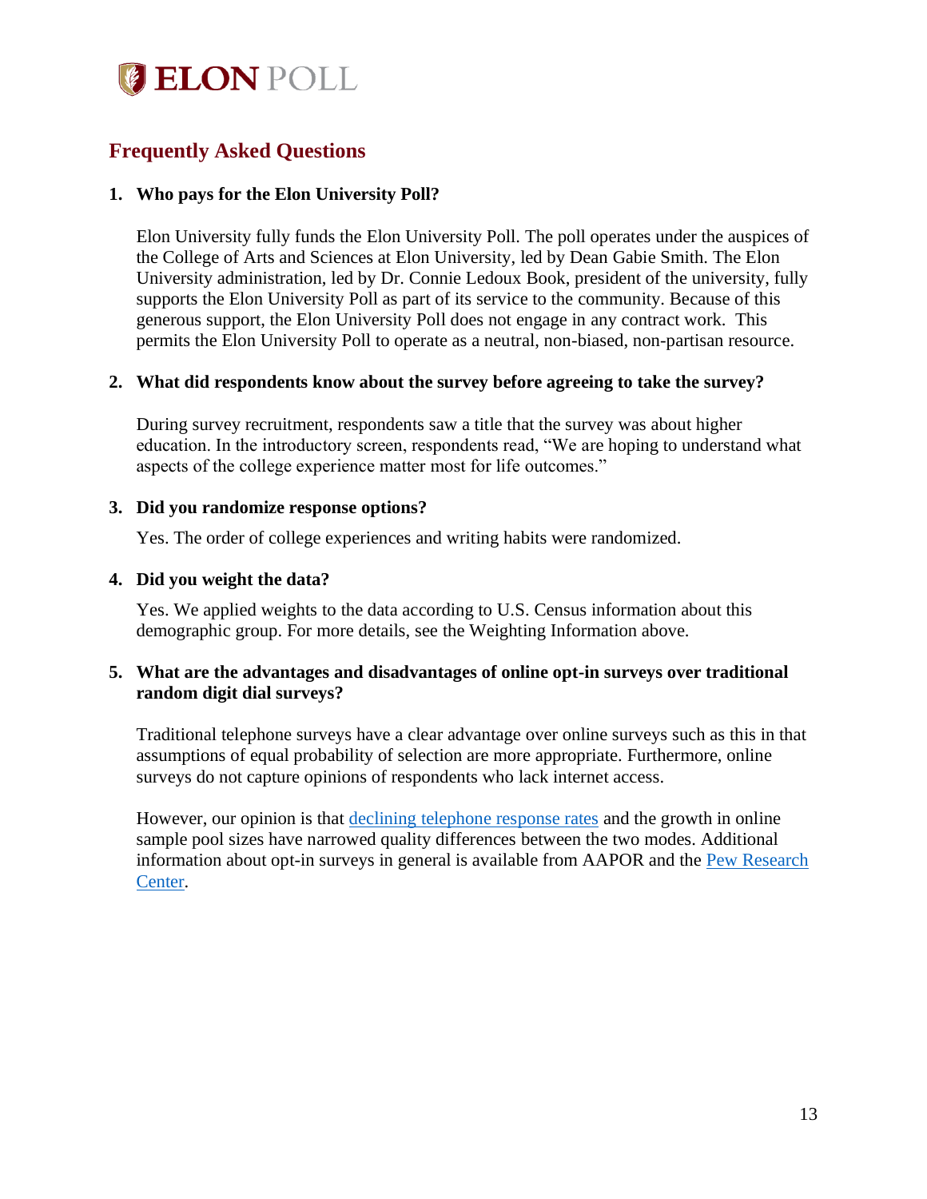## Frequently Asked Questions

1. **Who pays for the Elon University Poll?**

   Elon University fully funds the Elon University Poll. The poll operates under the auspices of the College of Arts and Sciences at Elon University, led by Dean Gabie Smith. The Elon University administration, led by Dr. Connie Ledoux Book, president of the university, fully supports the Elon University Poll as part of its service to the community. Because of this generous support, the Elon University Poll does not engage in any contract work. This permits the Elon University Poll to operate as a neutral, non-biased, non-partisan resource.

2. **What did respondents know about the survey before agreeing to take the survey?**

   During survey recruitment, respondents saw a title that the survey was about higher education. In the introductory screen, respondents read, "We are hoping to understand what aspects of the college experience matter most for life outcomes."

3. **Did you randomize response options?**

   Yes. The order of college experiences and writing habits were randomized.

4. **Did you weight the data?**

   Yes. We applied weights to the data according to U.S. Census information about this demographic group. For more details, see the Weighting Information above.

5. **What are the advantages and disadvantages of online opt-in surveys over traditional random digit dial surveys?**

   Traditional telephone surveys have a clear advantage over online surveys such as this in that assumptions of equal probability of selection are more appropriate. Furthermore, online surveys do not capture opinions of respondents who lack internet access.

   However, our opinion is that declining telephone response rates and the growth in online sample pool sizes have narrowed quality differences between the two modes. Additional information about opt-in surveys in general is available from AAPOR and the Pew Research Center.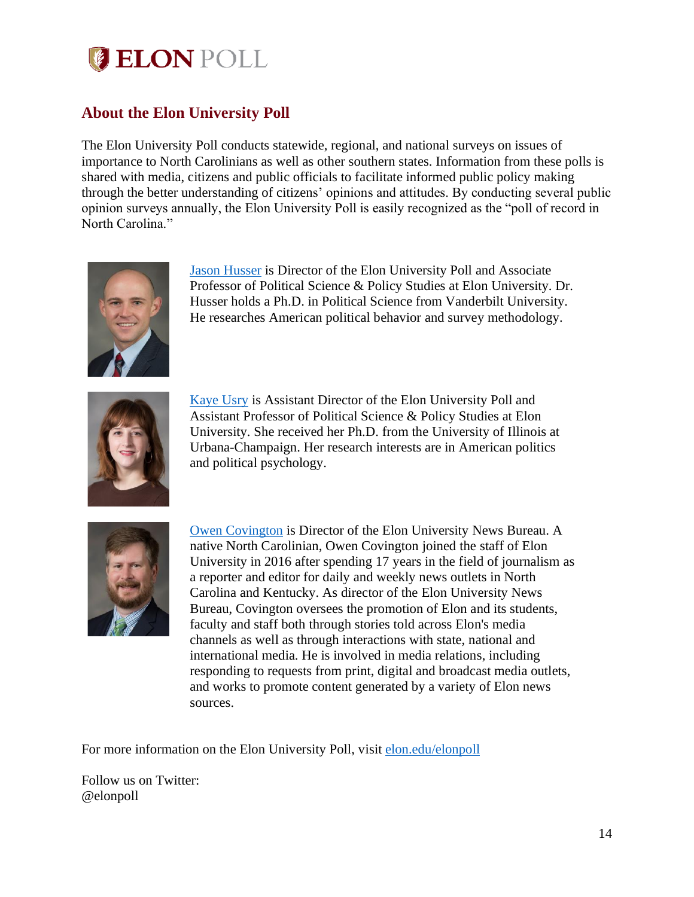## About the Elon University Poll

The Elon University Poll conducts statewide, regional, and national surveys on issues of importance to North Carolinians as well as other southern states. Information from these polls is shared with media, citizens and public officials to facilitate informed public policy making through the better understanding of citizens' opinions and attitudes. By conducting several public opinion surveys annually, the Elon University Poll is easily recognized as the "poll of record in North Carolina."

[Jason Husser](#) is Director of the Elon University Poll and Associate Professor of Political Science & Policy Studies at Elon University. Dr. Husser holds a Ph.D. in Political Science from Vanderbilt University. He researches American political behavior and survey methodology.

[Kaye Usry](#) is Assistant Director of the Elon University Poll and Assistant Professor of Political Science & Policy Studies at Elon University. She received her Ph.D. from the University of Illinois at Urbana-Champaign. Her research interests are in American politics and political psychology.

[Owen Covington](#) is Director of the Elon University News Bureau. A native North Carolinian, Owen Covington joined the staff of Elon University in 2016 after spending 17 years in the field of journalism as a reporter and editor for daily and weekly news outlets in North Carolina and Kentucky. As director of the Elon University News Bureau, Covington oversees the promotion of Elon and its students, faculty and staff both through stories told across Elon's media channels as well as through interactions with state, national and international media. He is involved in media relations, including responding to requests from print, digital and broadcast media outlets, and works to promote content generated by a variety of Elon news sources.

For more information on the Elon University Poll, visit [elon.edu/elonpoll](#)

Follow us on Twitter:
@elonpoll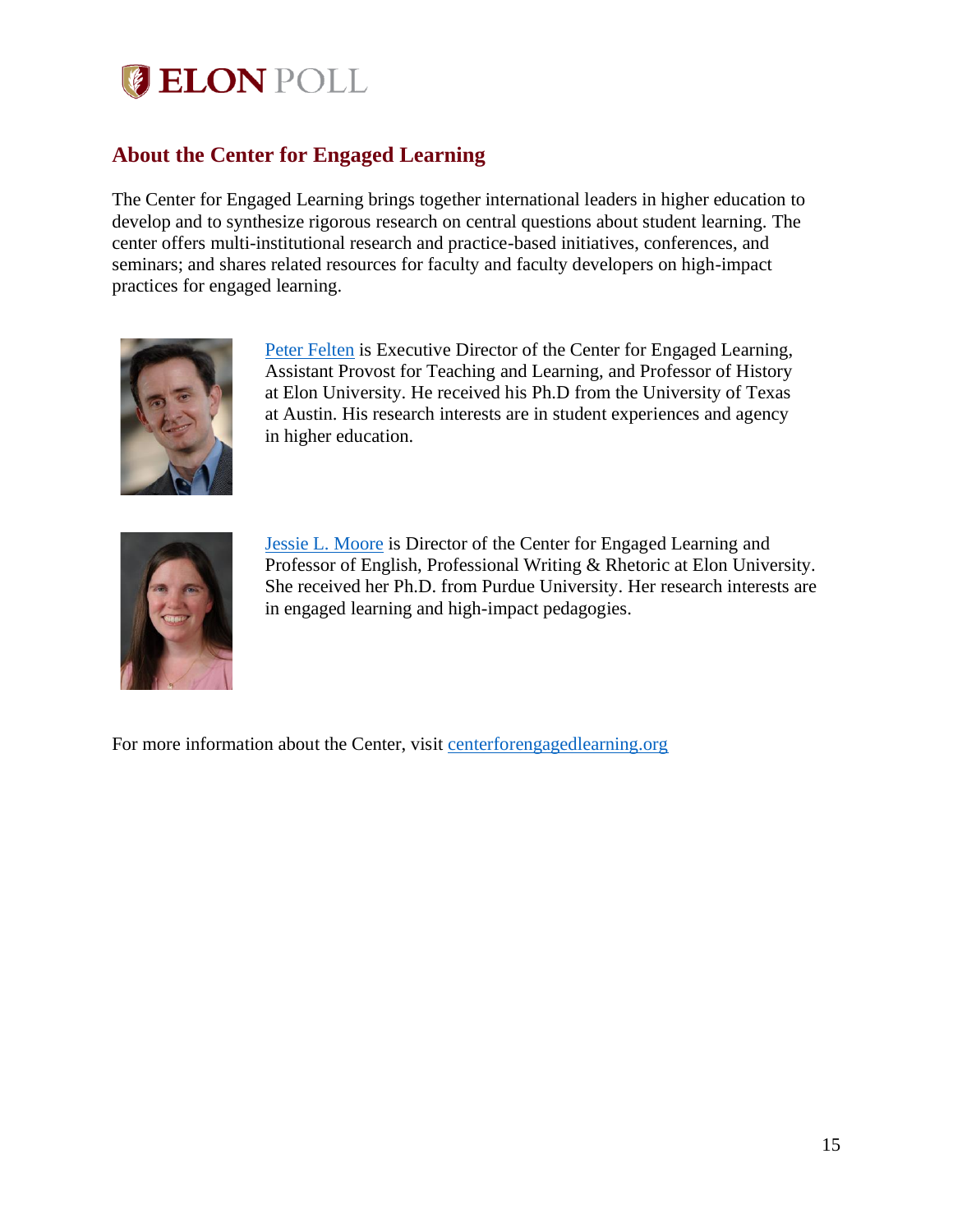## About the Center for Engaged Learning

The Center for Engaged Learning brings together international leaders in higher education to develop and to synthesize rigorous research on central questions about student learning. The center offers multi-institutional research and practice-based initiatives, conferences, and seminars; and shares related resources for faculty and faculty developers on high-impact practices for engaged learning.

Peter Felten is Executive Director of the Center for Engaged Learning, Assistant Provost for Teaching and Learning, and Professor of History at Elon University. He received his Ph.D from the University of Texas at Austin. His research interests are in student experiences and agency in higher education.

Jessie L. Moore is Director of the Center for Engaged Learning and Professor of English, Professional Writing & Rhetoric at Elon University. She received her Ph.D. from Purdue University. Her research interests are in engaged learning and high-impact pedagogies.

For more information about the Center, visit centerforengagedlearning.org